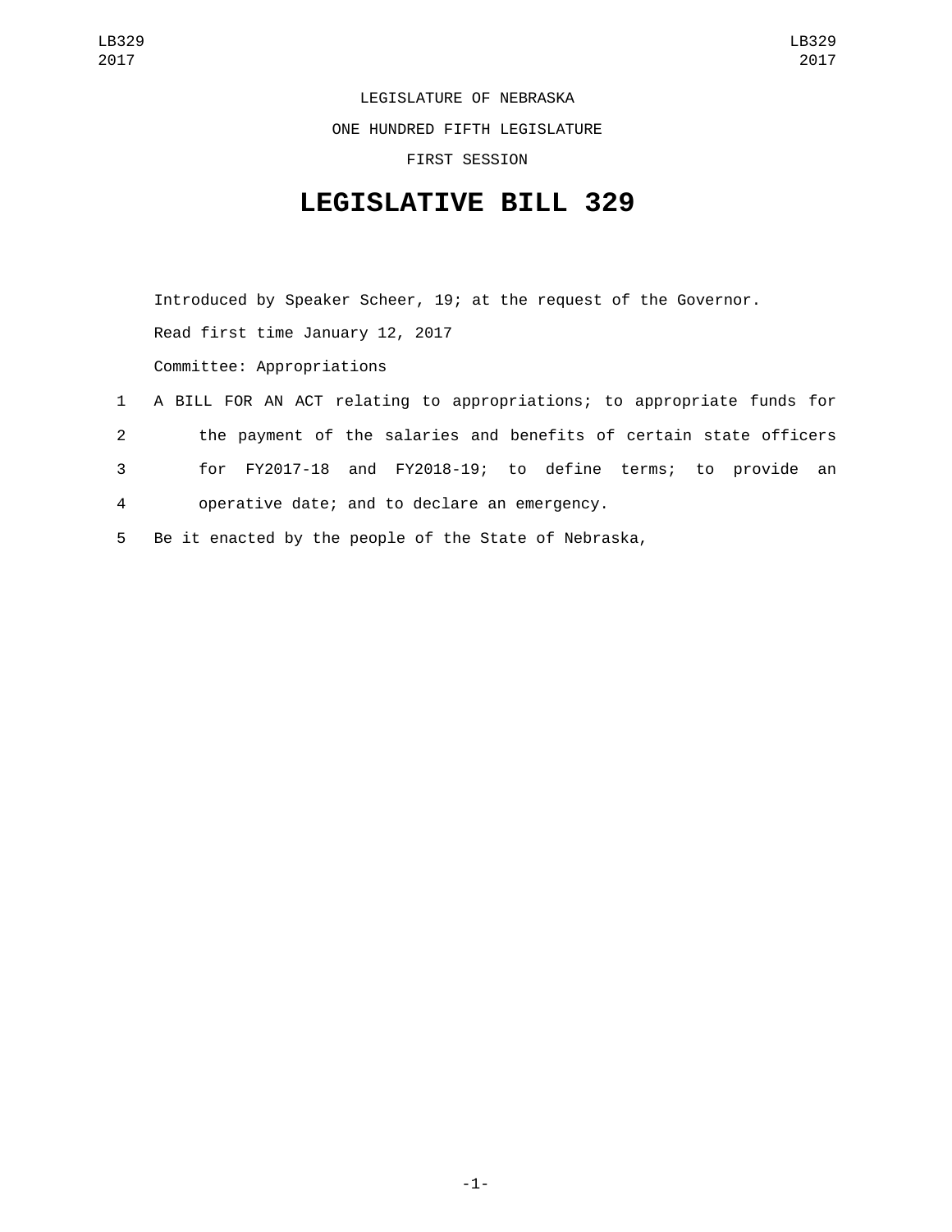LEGISLATURE OF NEBRASKA

ONE HUNDRED FIFTH LEGISLATURE

FIRST SESSION

# LEGISLATIVE BILL 329

Introduced by Speaker Scheer, 19; at the request of the Governor.

Read first time January 12, 2017

Committee: Appropriations

1 A BILL FOR AN ACT relating to appropriations; to appropriate funds for
2 the payment of the salaries and benefits of certain state officers
3 for FY2017-18 and FY2018-19; to define terms; to provide an
4 operative date; and to declare an emergency.

5 Be it enacted by the people of the State of Nebraska,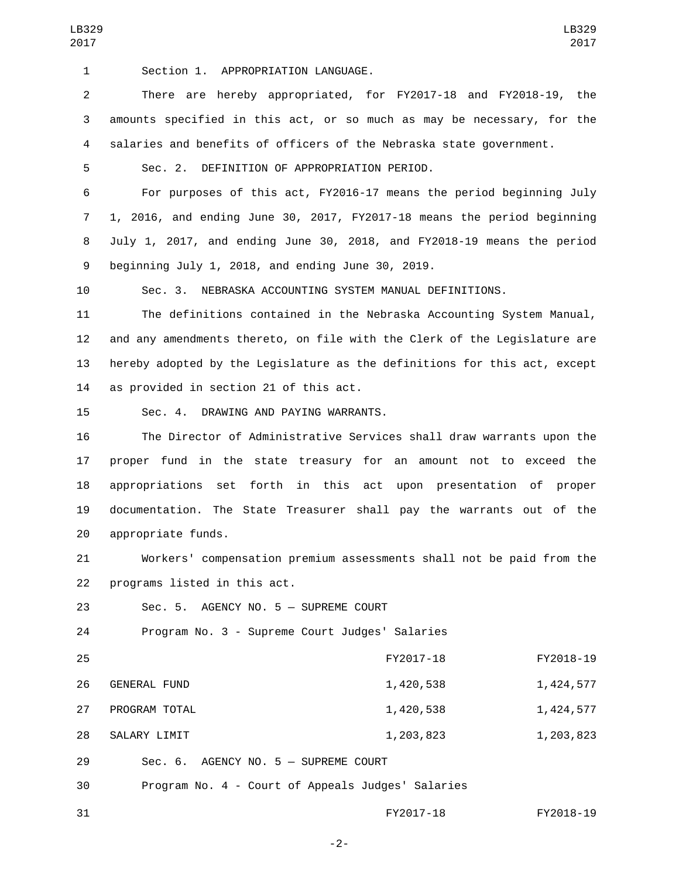Section 1. APPROPRIATION LANGUAGE.

There are hereby appropriated, for FY2017-18 and FY2018-19, the amounts specified in this act, or so much as may be necessary, for the salaries and benefits of officers of the Nebraska state government.

Sec. 2. DEFINITION OF APPROPRIATION PERIOD.

For purposes of this act, FY2016-17 means the period beginning July 1, 2016, and ending June 30, 2017, FY2017-18 means the period beginning July 1, 2017, and ending June 30, 2018, and FY2018-19 means the period beginning July 1, 2018, and ending June 30, 2019.

Sec. 3. NEBRASKA ACCOUNTING SYSTEM MANUAL DEFINITIONS.

The definitions contained in the Nebraska Accounting System Manual, and any amendments thereto, on file with the Clerk of the Legislature are hereby adopted by the Legislature as the definitions for this act, except as provided in section 21 of this act.

Sec. 4. DRAWING AND PAYING WARRANTS.

The Director of Administrative Services shall draw warrants upon the proper fund in the state treasury for an amount not to exceed the appropriations set forth in this act upon presentation of proper documentation. The State Treasurer shall pay the warrants out of the appropriate funds.

Workers' compensation premium assessments shall not be paid from the programs listed in this act.

Sec. 5. AGENCY NO. 5 — SUPREME COURT

Program No. 3 - Supreme Court Judges' Salaries

| | FY2017-18 | FY2018-19 |
|---|---|---|
| GENERAL FUND | 1,420,538 | 1,424,577 |
| PROGRAM TOTAL | 1,420,538 | 1,424,577 |
| SALARY LIMIT | 1,203,823 | 1,203,823 |

Sec. 6. AGENCY NO. 5 — SUPREME COURT

Program No. 4 - Court of Appeals Judges' Salaries

| | FY2017-18 | FY2018-19 |
|---|---|---|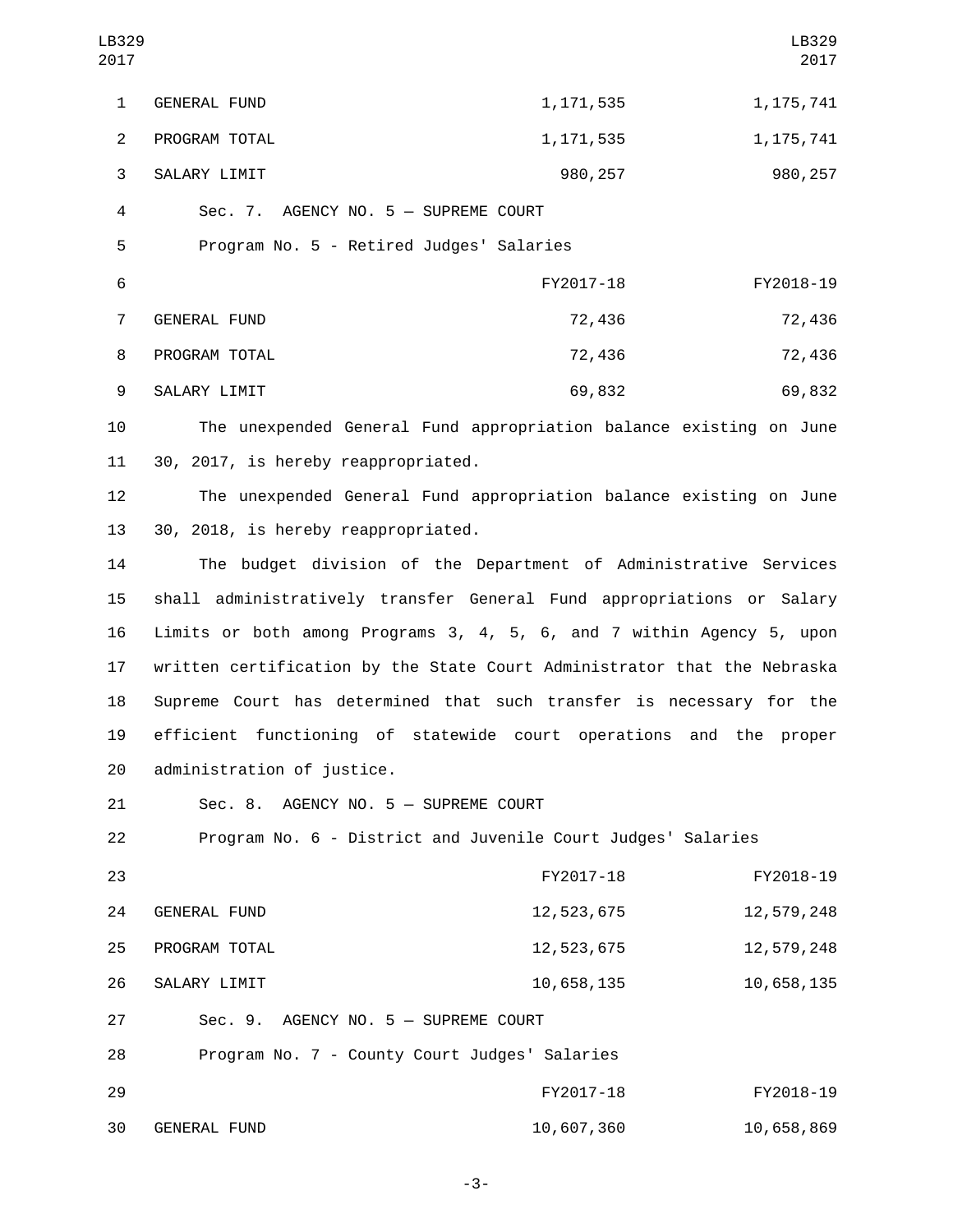| | | |
|---|---|---|
| GENERAL FUND | 1,171,535 | 1,175,741 |
| PROGRAM TOTAL | 1,171,535 | 1,175,741 |
| SALARY LIMIT | 980,257 | 980,257 |

Sec. 7. AGENCY NO. 5 — SUPREME COURT

Program No. 5 - Retired Judges' Salaries

| | FY2017-18 | FY2018-19 |
|---|---|---|
| GENERAL FUND | 72,436 | 72,436 |
| PROGRAM TOTAL | 72,436 | 72,436 |
| SALARY LIMIT | 69,832 | 69,832 |

The unexpended General Fund appropriation balance existing on June 30, 2017, is hereby reappropriated.

The unexpended General Fund appropriation balance existing on June 30, 2018, is hereby reappropriated.

The budget division of the Department of Administrative Services shall administratively transfer General Fund appropriations or Salary Limits or both among Programs 3, 4, 5, 6, and 7 within Agency 5, upon written certification by the State Court Administrator that the Nebraska Supreme Court has determined that such transfer is necessary for the efficient functioning of statewide court operations and the proper administration of justice.

Sec. 8. AGENCY NO. 5 — SUPREME COURT

Program No. 6 - District and Juvenile Court Judges' Salaries

| | FY2017-18 | FY2018-19 |
|---|---|---|
| GENERAL FUND | 12,523,675 | 12,579,248 |
| PROGRAM TOTAL | 12,523,675 | 12,579,248 |
| SALARY LIMIT | 10,658,135 | 10,658,135 |

Sec. 9. AGENCY NO. 5 — SUPREME COURT

Program No. 7 - County Court Judges' Salaries

| | FY2017-18 | FY2018-19 |
|---|---|---|
| GENERAL FUND | 10,607,360 | 10,658,869 |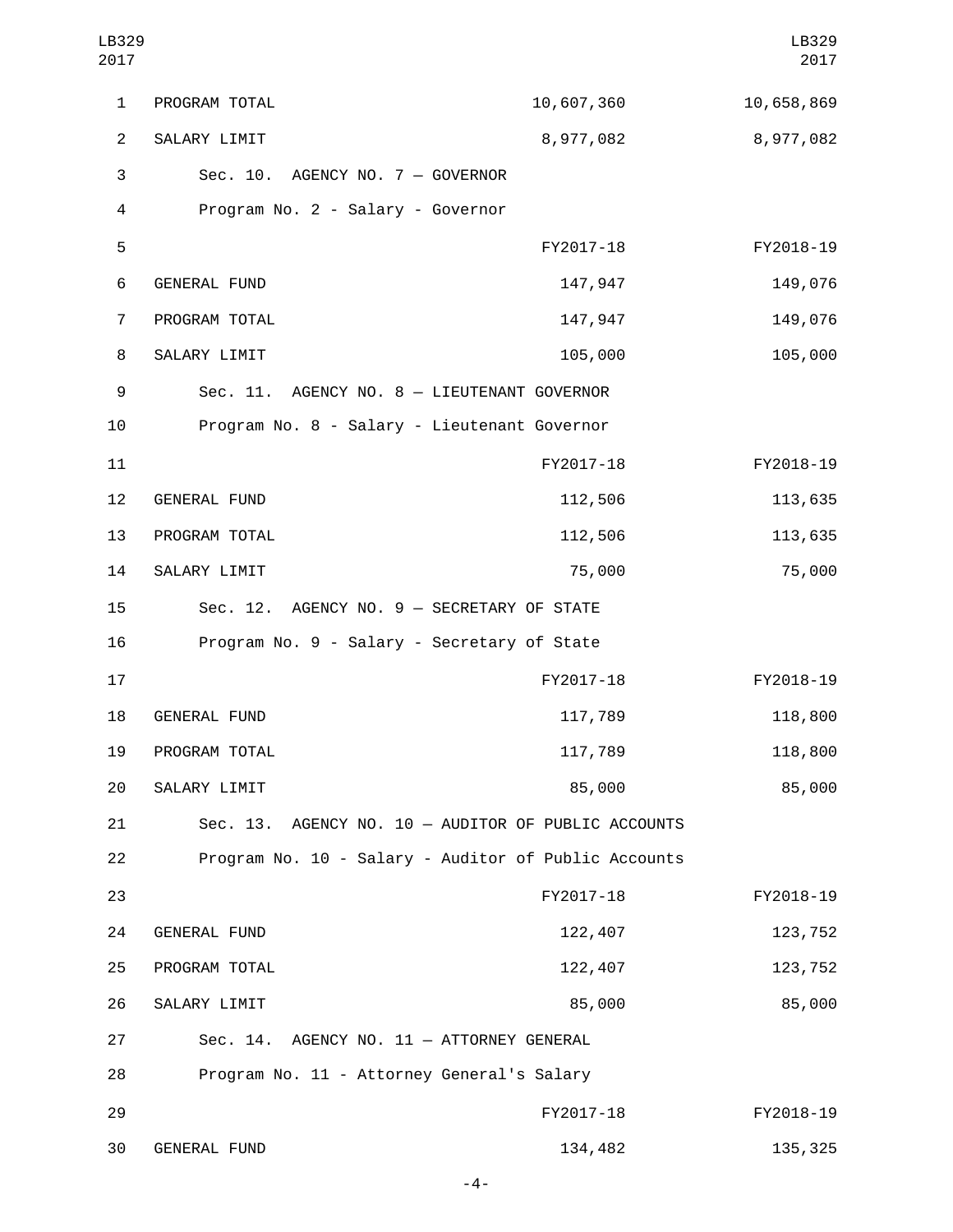| | FY2017-18 | FY2018-19 |
|---|---|---|
| PROGRAM TOTAL | 10,607,360 | 10,658,869 |
| SALARY LIMIT | 8,977,082 | 8,977,082 |

Sec. 10. AGENCY NO. 7 — GOVERNOR

Program No. 2 - Salary - Governor

| | FY2017-18 | FY2018-19 |
|---|---|---|
| GENERAL FUND | 147,947 | 149,076 |
| PROGRAM TOTAL | 147,947 | 149,076 |
| SALARY LIMIT | 105,000 | 105,000 |

Sec. 11. AGENCY NO. 8 — LIEUTENANT GOVERNOR

Program No. 8 - Salary - Lieutenant Governor

| | FY2017-18 | FY2018-19 |
|---|---|---|
| GENERAL FUND | 112,506 | 113,635 |
| PROGRAM TOTAL | 112,506 | 113,635 |
| SALARY LIMIT | 75,000 | 75,000 |

Sec. 12. AGENCY NO. 9 — SECRETARY OF STATE

Program No. 9 - Salary - Secretary of State

| | FY2017-18 | FY2018-19 |
|---|---|---|
| GENERAL FUND | 117,789 | 118,800 |
| PROGRAM TOTAL | 117,789 | 118,800 |
| SALARY LIMIT | 85,000 | 85,000 |

Sec. 13. AGENCY NO. 10 — AUDITOR OF PUBLIC ACCOUNTS

Program No. 10 - Salary - Auditor of Public Accounts

| | FY2017-18 | FY2018-19 |
|---|---|---|
| GENERAL FUND | 122,407 | 123,752 |
| PROGRAM TOTAL | 122,407 | 123,752 |
| SALARY LIMIT | 85,000 | 85,000 |

Sec. 14. AGENCY NO. 11 — ATTORNEY GENERAL

Program No. 11 - Attorney General's Salary

| | FY2017-18 | FY2018-19 |
|---|---|---|
| GENERAL FUND | 134,482 | 135,325 |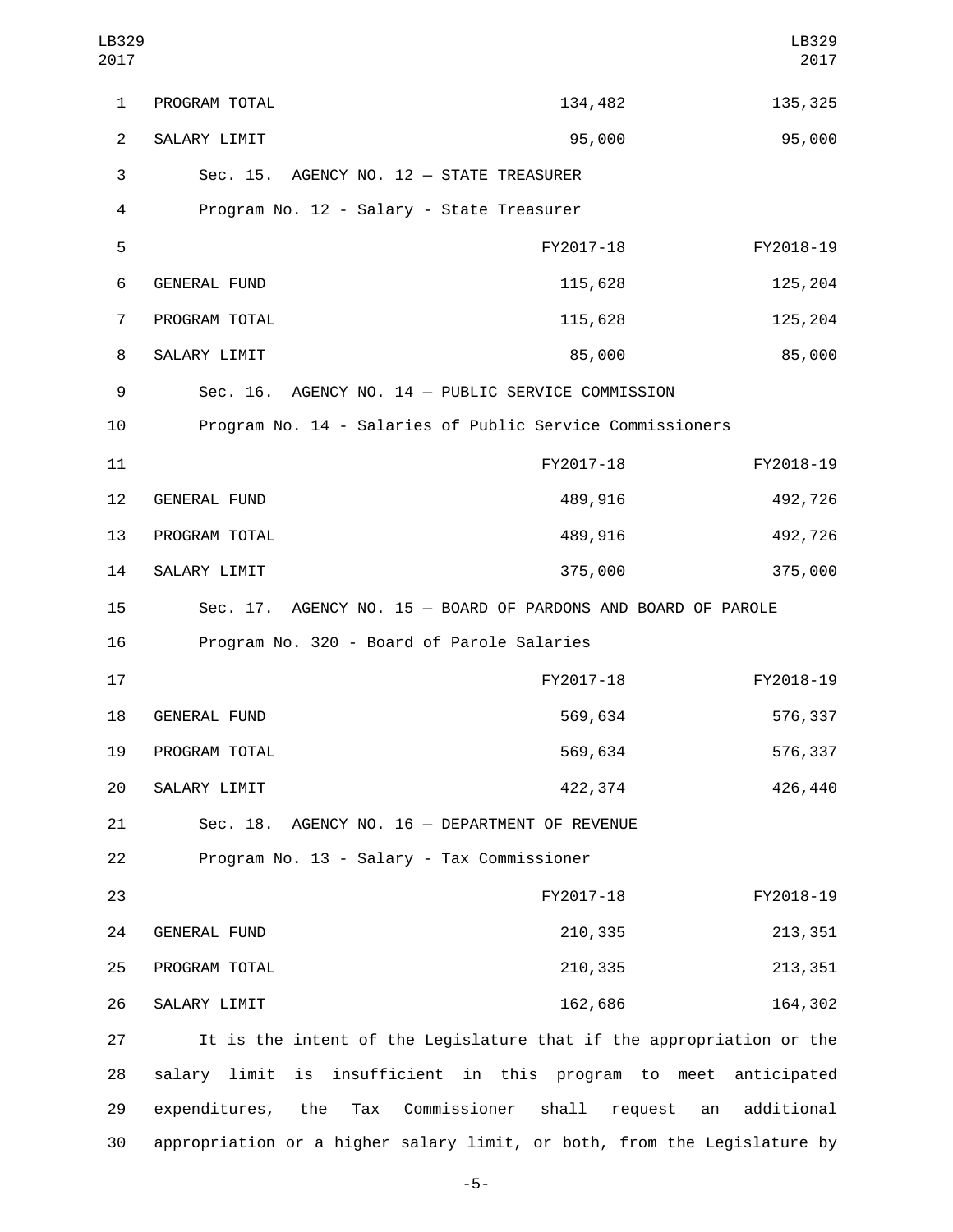| | FY2017-18 | FY2018-19 |
|---|---|---|
| PROGRAM TOTAL | 134,482 | 135,325 |
| SALARY LIMIT | 95,000 | 95,000 |

Sec. 15. AGENCY NO. 12 — STATE TREASURER

Program No. 12 - Salary - State Treasurer

| | FY2017-18 | FY2018-19 |
|---|---|---|
| GENERAL FUND | 115,628 | 125,204 |
| PROGRAM TOTAL | 115,628 | 125,204 |
| SALARY LIMIT | 85,000 | 85,000 |

Sec. 16. AGENCY NO. 14 — PUBLIC SERVICE COMMISSION

Program No. 14 - Salaries of Public Service Commissioners

| | FY2017-18 | FY2018-19 |
|---|---|---|
| GENERAL FUND | 489,916 | 492,726 |
| PROGRAM TOTAL | 489,916 | 492,726 |
| SALARY LIMIT | 375,000 | 375,000 |

Sec. 17. AGENCY NO. 15 — BOARD OF PARDONS AND BOARD OF PAROLE

Program No. 320 - Board of Parole Salaries

| | FY2017-18 | FY2018-19 |
|---|---|---|
| GENERAL FUND | 569,634 | 576,337 |
| PROGRAM TOTAL | 569,634 | 576,337 |
| SALARY LIMIT | 422,374 | 426,440 |

Sec. 18. AGENCY NO. 16 — DEPARTMENT OF REVENUE

Program No. 13 - Salary - Tax Commissioner

| | FY2017-18 | FY2018-19 |
|---|---|---|
| GENERAL FUND | 210,335 | 213,351 |
| PROGRAM TOTAL | 210,335 | 213,351 |
| SALARY LIMIT | 162,686 | 164,302 |

It is the intent of the Legislature that if the appropriation or the salary limit is insufficient in this program to meet anticipated expenditures, the Tax Commissioner shall request an additional appropriation or a higher salary limit, or both, from the Legislature by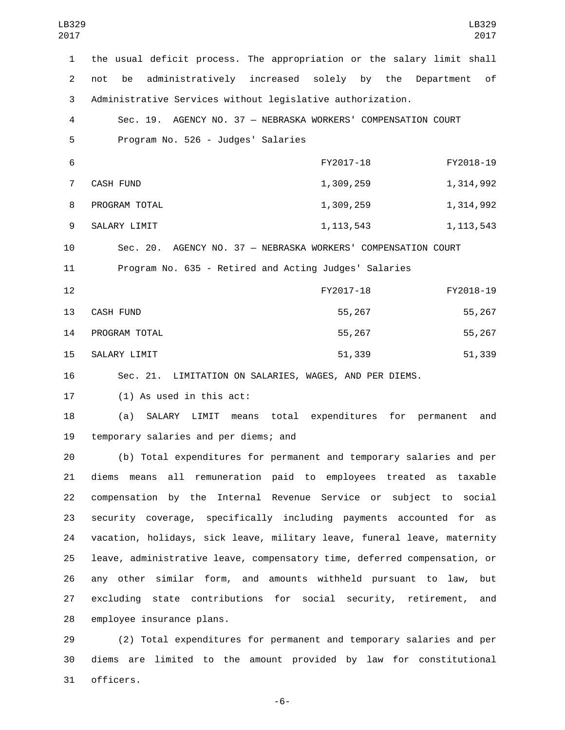the usual deficit process. The appropriation or the salary limit shall not be administratively increased solely by the Department of Administrative Services without legislative authorization.

Sec. 19. AGENCY NO. 37 — NEBRASKA WORKERS' COMPENSATION COURT

Program No. 526 - Judges' Salaries

| | FY2017-18 | FY2018-19 |
|---|---|---|
| CASH FUND | 1,309,259 | 1,314,992 |
| PROGRAM TOTAL | 1,309,259 | 1,314,992 |
| SALARY LIMIT | 1,113,543 | 1,113,543 |

Sec. 20. AGENCY NO. 37 — NEBRASKA WORKERS' COMPENSATION COURT

Program No. 635 - Retired and Acting Judges' Salaries

| | FY2017-18 | FY2018-19 |
|---|---|---|
| CASH FUND | 55,267 | 55,267 |
| PROGRAM TOTAL | 55,267 | 55,267 |
| SALARY LIMIT | 51,339 | 51,339 |

Sec. 21. LIMITATION ON SALARIES, WAGES, AND PER DIEMS.

(1) As used in this act:

(a) SALARY LIMIT means total expenditures for permanent and temporary salaries and per diems; and

(b) Total expenditures for permanent and temporary salaries and per diems means all remuneration paid to employees treated as taxable compensation by the Internal Revenue Service or subject to social security coverage, specifically including payments accounted for as vacation, holidays, sick leave, military leave, funeral leave, maternity leave, administrative leave, compensatory time, deferred compensation, or any other similar form, and amounts withheld pursuant to law, but excluding state contributions for social security, retirement, and employee insurance plans.

(2) Total expenditures for permanent and temporary salaries and per diems are limited to the amount provided by law for constitutional officers.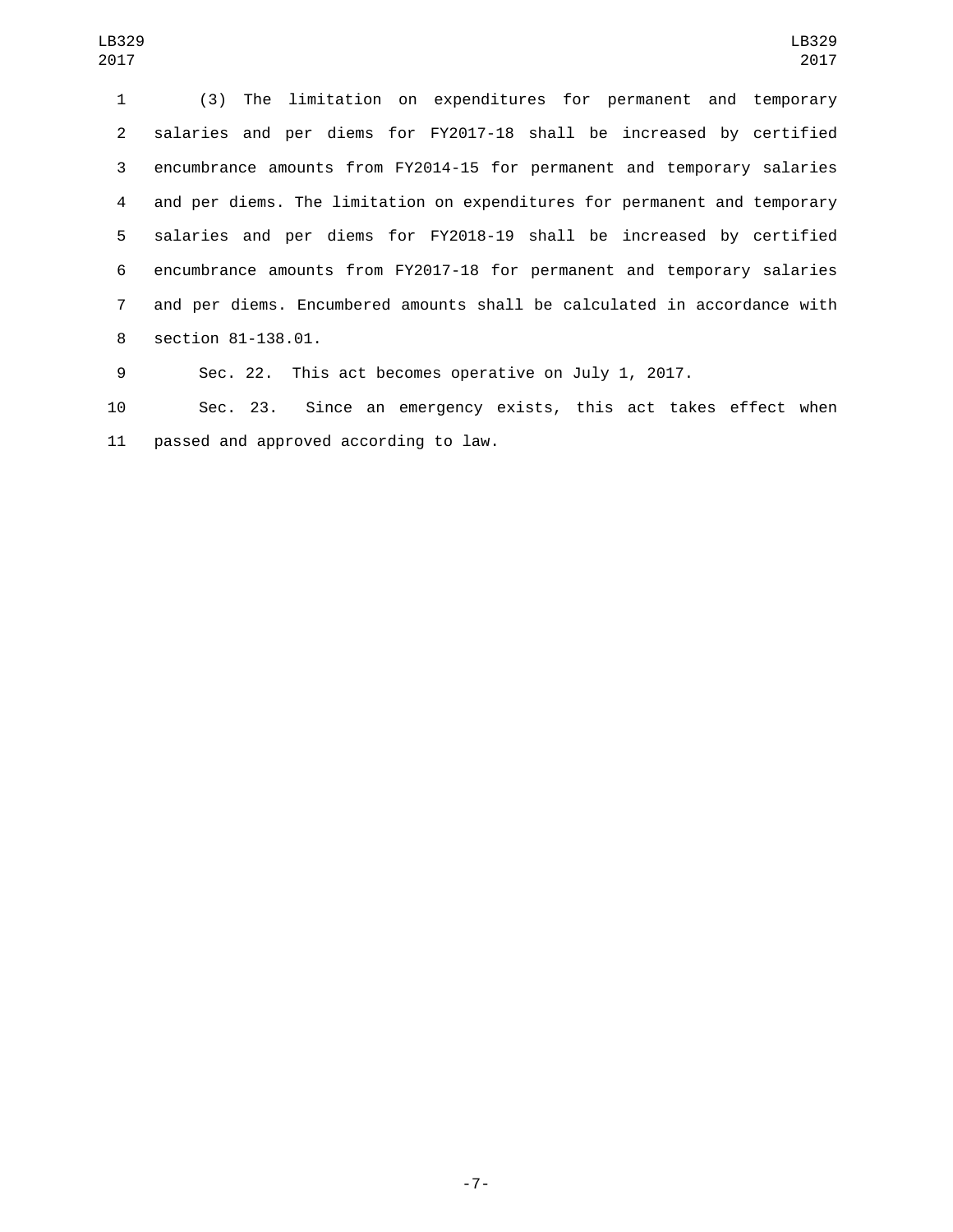(3) The limitation on expenditures for permanent and temporary salaries and per diems for FY2017-18 shall be increased by certified encumbrance amounts from FY2014-15 for permanent and temporary salaries and per diems. The limitation on expenditures for permanent and temporary salaries and per diems for FY2018-19 shall be increased by certified encumbrance amounts from FY2017-18 for permanent and temporary salaries and per diems. Encumbered amounts shall be calculated in accordance with section 81-138.01.

Sec. 22. This act becomes operative on July 1, 2017.

Sec. 23. Since an emergency exists, this act takes effect when passed and approved according to law.